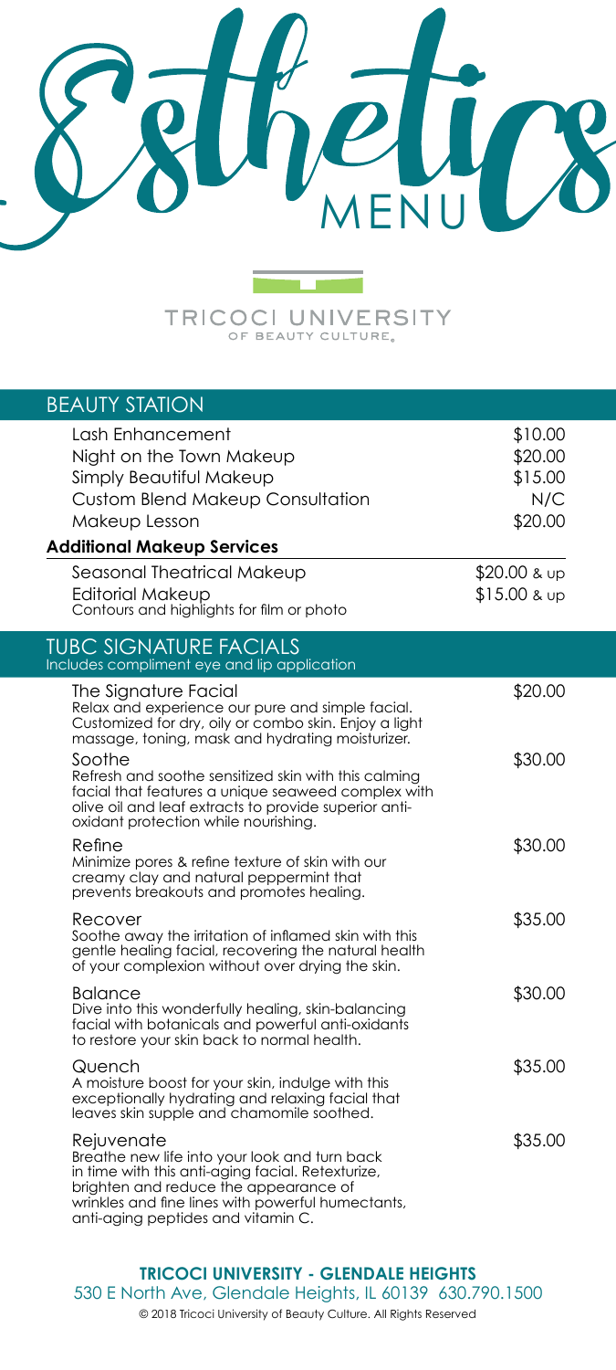# Esthetics MENU

TRICOCI UNIVERSITY OF BEAUTY CULTURE®

## BEAUTY STATION

| Service | Price |
|---|---|
| Lash Enhancement | $10.00 |
| Night on the Town Makeup | $20.00 |
| Simply Beautiful Makeup | $15.00 |
| Custom Blend Makeup Consultation | N/C |
| Makeup Lesson | $20.00 |

### Additional Makeup Services

| Service | Price |
|---|---|
| Seasonal Theatrical Makeup | $20.00 & up |
| Editorial Makeup<br>Contours and highlights for film or photo | $15.00 & up |

## TUBC SIGNATURE FACIALS

Includes compliment eye and lip application

| Service | Price |
|---|---|
| The Signature Facial<br>Relax and experience our pure and simple facial. Customized for dry, oily or combo skin. Enjoy a light massage, toning, mask and hydrating moisturizer. | $20.00 |
| Soothe<br>Refresh and soothe sensitized skin with this calming facial that features a unique seaweed complex with olive oil and leaf extracts to provide superior anti-oxidant protection while nourishing. | $30.00 |
| Refine<br>Minimize pores & refine texture of skin with our creamy clay and natural peppermint that prevents breakouts and promotes healing. | $30.00 |
| Recover<br>Soothe away the irritation of inflamed skin with this gentle healing facial, recovering the natural health of your complexion without over drying the skin. | $35.00 |
| Balance<br>Dive into this wonderfully healing, skin-balancing facial with botanicals and powerful anti-oxidants to restore your skin back to normal health. | $30.00 |
| Quench<br>A moisture boost for your skin, indulge with this exceptionally hydrating and relaxing facial that leaves skin supple and chamomile soothed. | $35.00 |
| Rejuvenate<br>Breathe new life into your look and turn back in time with this anti-aging facial. Retexturize, brighten and reduce the appearance of wrinkles and fine lines with powerful humectants, anti-aging peptides and vitamin C. | $35.00 |

**TRICOCI UNIVERSITY - GLENDALE HEIGHTS**

530 E North Ave, Glendale Heights, IL 60139 630.790.1500

© 2018 Tricoci University of Beauty Culture. All Rights Reserved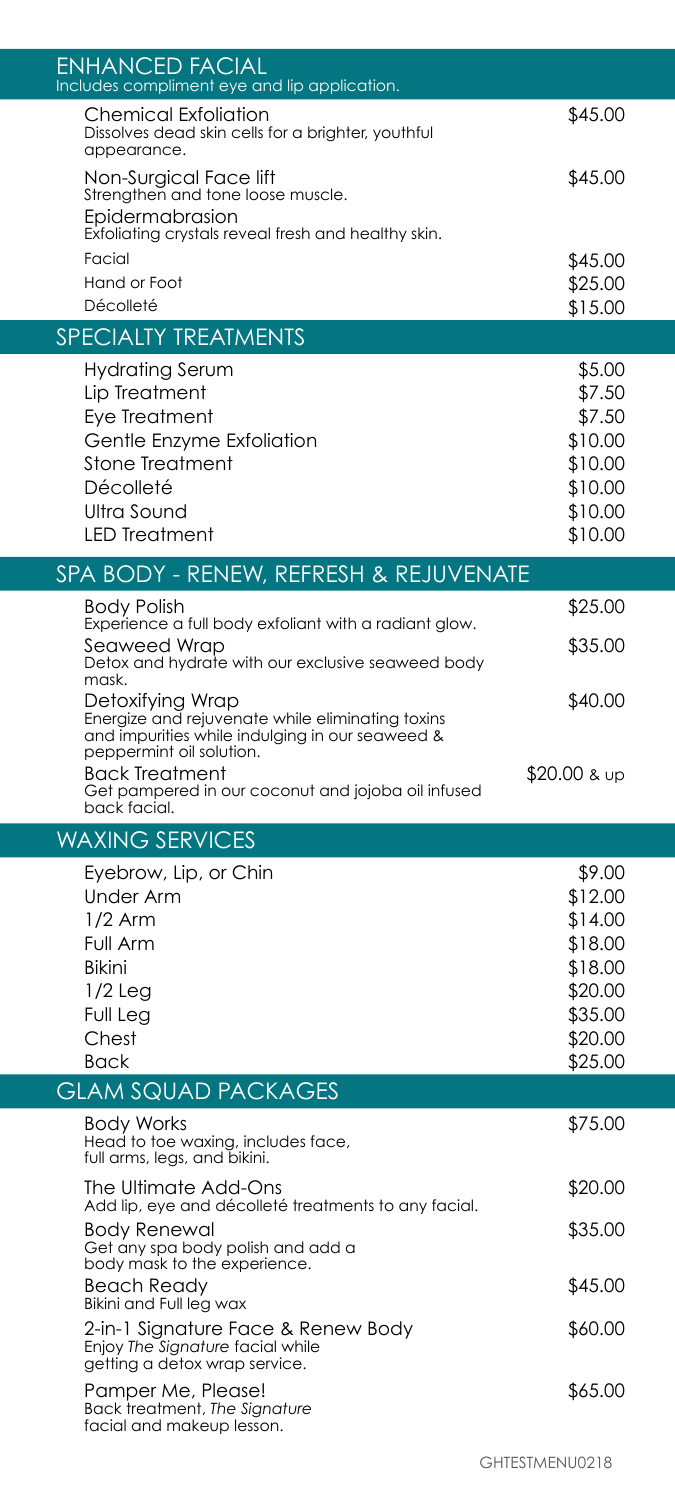## ENHANCED FACIAL

Includes compliment eye and lip application.

| | |
|---|---|
| **Chemical Exfoliation**<br>Dissolves dead skin cells for a brighter, youthful appearance. | $45.00 |
| **Non-Surgical Face lift**<br>Strengthen and tone loose muscle. | $45.00 |
| **Epidermabrasion**<br>Exfoliating crystals reveal fresh and healthy skin. | |
| Facial | $45.00 |
| Hand or Foot | $25.00 |
| Décolleté | $15.00 |

## SPECIALTY TREATMENTS

| | |
|---|---|
| Hydrating Serum | $5.00 |
| Lip Treatment | $7.50 |
| Eye Treatment | $7.50 |
| Gentle Enzyme Exfoliation | $10.00 |
| Stone Treatment | $10.00 |
| Décolleté | $10.00 |
| Ultra Sound | $10.00 |
| LED Treatment | $10.00 |

## SPA BODY - RENEW, REFRESH & REJUVENATE

| | |
|---|---|
| **Body Polish**<br>Experience a full body exfoliant with a radiant glow. | $25.00 |
| **Seaweed Wrap**<br>Detox and hydrate with our exclusive seaweed body mask. | $35.00 |
| **Detoxifying Wrap**<br>Energize and rejuvenate while eliminating toxins and impurities while indulging in our seaweed & peppermint oil solution. | $40.00 |
| **Back Treatment**<br>Get pampered in our coconut and jojoba oil infused back facial. | $20.00 & up |

## WAXING SERVICES

| | |
|---|---|
| Eyebrow, Lip, or Chin | $9.00 |
| Under Arm | $12.00 |
| 1/2 Arm | $14.00 |
| Full Arm | $18.00 |
| Bikini | $18.00 |
| 1/2 Leg | $20.00 |
| Full Leg | $35.00 |
| Chest | $20.00 |
| Back | $25.00 |

## GLAM SQUAD PACKAGES

| | |
|---|---|
| **Body Works**<br>Head to toe waxing, includes face, full arms, legs, and bikini. | $75.00 |
| **The Ultimate Add-Ons**<br>Add lip, eye and décolleté treatments to any facial. | $20.00 |
| **Body Renewal**<br>Get any spa body polish and add a body mask to the experience. | $35.00 |
| **Beach Ready**<br>Bikini and Full leg wax | $45.00 |
| **2-in-1 Signature Face & Renew Body**<br>Enjoy *The Signature* facial while getting a detox wrap service. | $60.00 |
| **Pamper Me, Please!**<br>Back treatment, *The Signature* facial and makeup lesson. | $65.00 |

GHTESTMENU0218